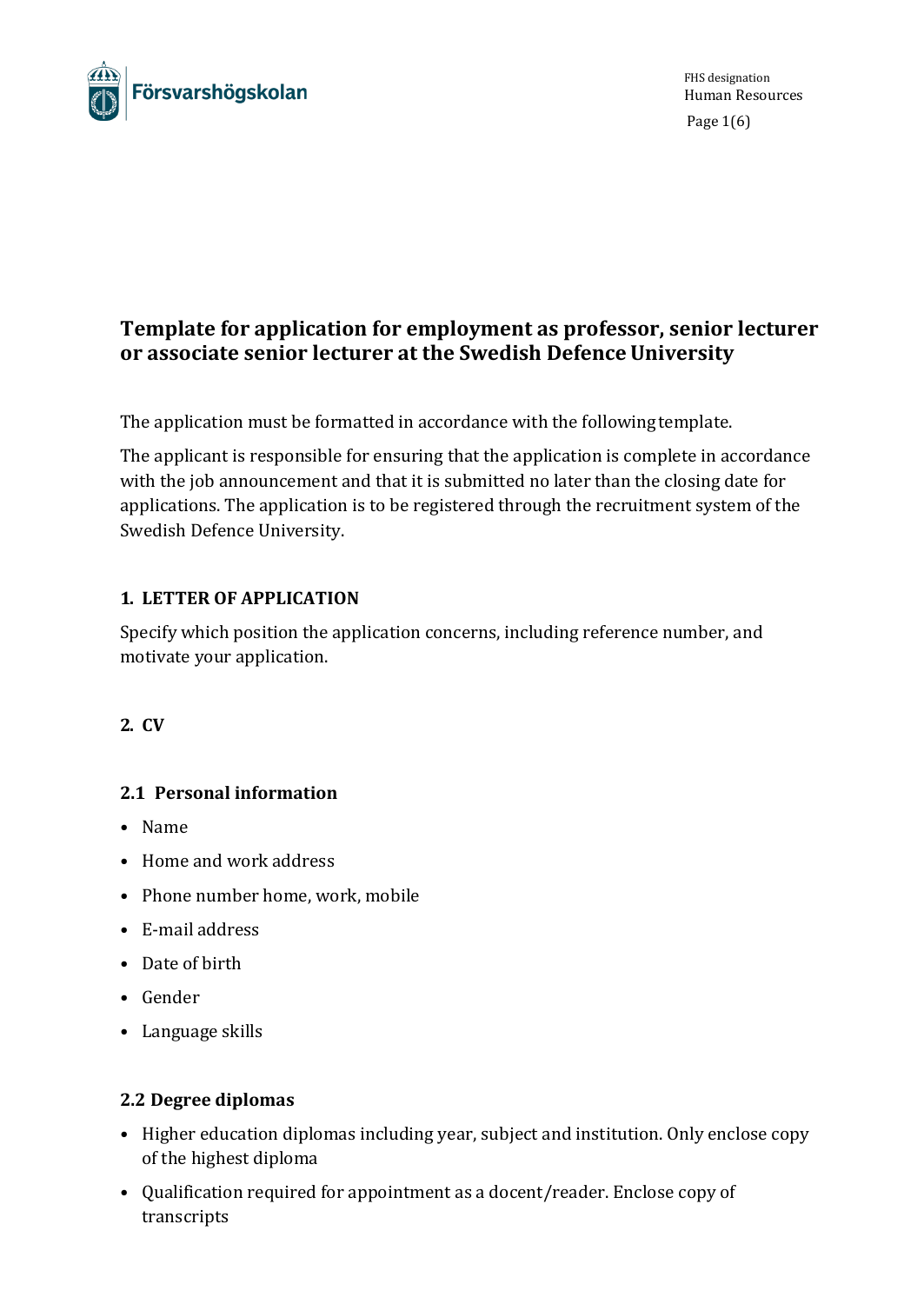# Template for application for employment as professor, senior lecturer or associate senior lecturer at the Swedish Defence University

The application must be formatted in accordance with the following template.

The applicant is responsible for ensuring that the application is complete in accordance with the job announcement and that it is submitted no later than the closing date for applications. The application is to be registered through the recruitment system of the Swedish Defence University.

## 1. LETTER OF APPLICATION

Specify which position the application concerns, including reference number, and motivate your application.

## 2. CV

### 2.1 Personal information

- Name
- Home and work address
- Phone number home, work, mobile
- E-mail address
- Date of birth
- Gender
- Language skills

### 2.2 Degree diplomas

- Higher education diplomas including year, subject and institution. Only enclose copy of the highest diploma
- Qualification required for appointment as a docent/reader. Enclose copy of transcripts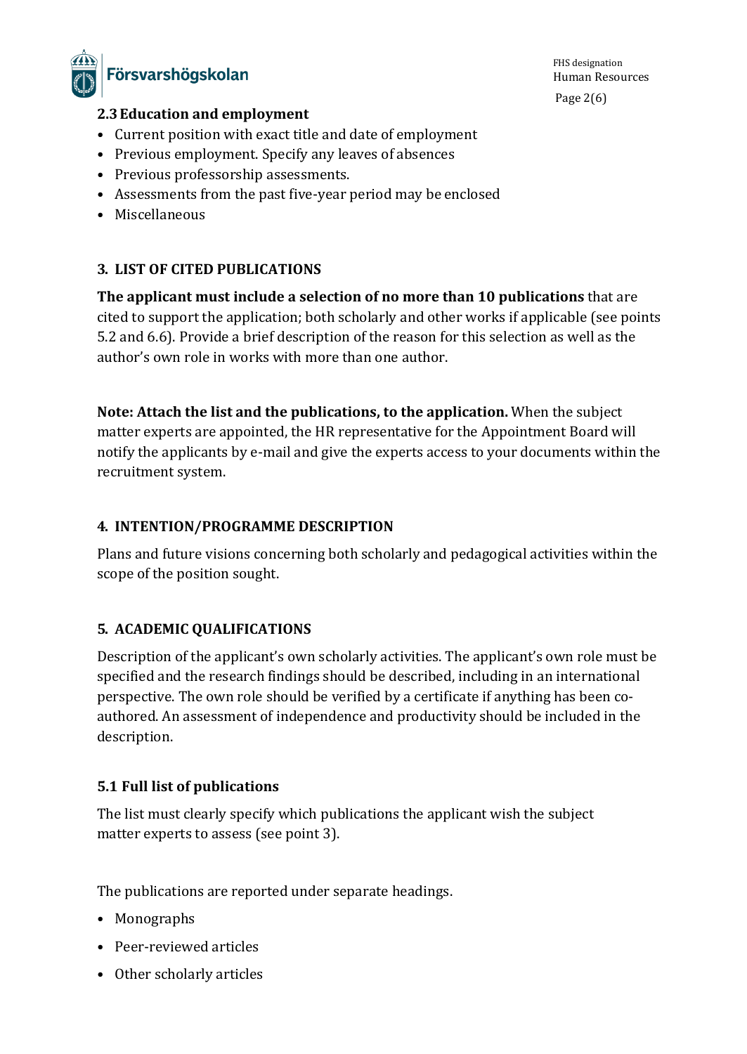### 2.3 Education and employment

- Current position with exact title and date of employment
- Previous employment. Specify any leaves of absences
- Previous professorship assessments.
- Assessments from the past five-year period may be enclosed
- Miscellaneous

## 3. LIST OF CITED PUBLICATIONS

**The applicant must include a selection of no more than 10 publications** that are cited to support the application; both scholarly and other works if applicable (see points 5.2 and 6.6). Provide a brief description of the reason for this selection as well as the author's own role in works with more than one author.

**Note: Attach the list and the publications, to the application.** When the subject matter experts are appointed, the HR representative for the Appointment Board will notify the applicants by e-mail and give the experts access to your documents within the recruitment system.

## 4. INTENTION/PROGRAMME DESCRIPTION

Plans and future visions concerning both scholarly and pedagogical activities within the scope of the position sought.

## 5. ACADEMIC QUALIFICATIONS

Description of the applicant's own scholarly activities. The applicant's own role must be specified and the research findings should be described, including in an international perspective. The own role should be verified by a certificate if anything has been co-authored. An assessment of independence and productivity should be included in the description.

### 5.1 Full list of publications

The list must clearly specify which publications the applicant wish the subject matter experts to assess (see point 3).

The publications are reported under separate headings.

- Monographs
- Peer-reviewed articles
- Other scholarly articles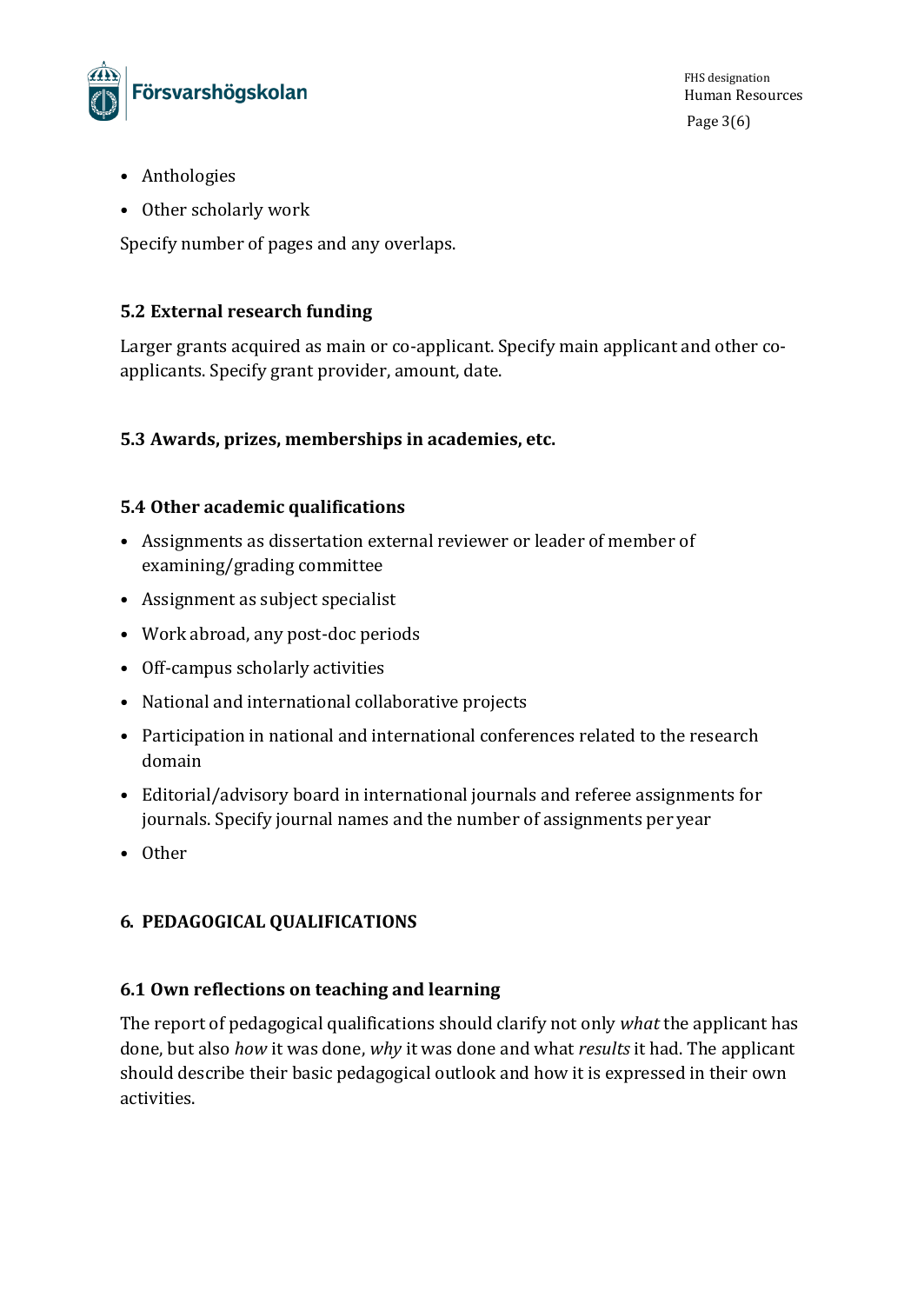- Anthologies
- Other scholarly work

Specify number of pages and any overlaps.

### 5.2 External research funding

Larger grants acquired as main or co-applicant. Specify main applicant and other co-applicants. Specify grant provider, amount, date.

### 5.3 Awards, prizes, memberships in academies, etc.

### 5.4 Other academic qualifications

- Assignments as dissertation external reviewer or leader of member of examining/grading committee
- Assignment as subject specialist
- Work abroad, any post-doc periods
- Off-campus scholarly activities
- National and international collaborative projects
- Participation in national and international conferences related to the research domain
- Editorial/advisory board in international journals and referee assignments for journals. Specify journal names and the number of assignments per year
- Other

## 6. PEDAGOGICAL QUALIFICATIONS

### 6.1 Own reflections on teaching and learning

The report of pedagogical qualifications should clarify not only *what* the applicant has done, but also *how* it was done, *why* it was done and what *results* it had. The applicant should describe their basic pedagogical outlook and how it is expressed in their own activities.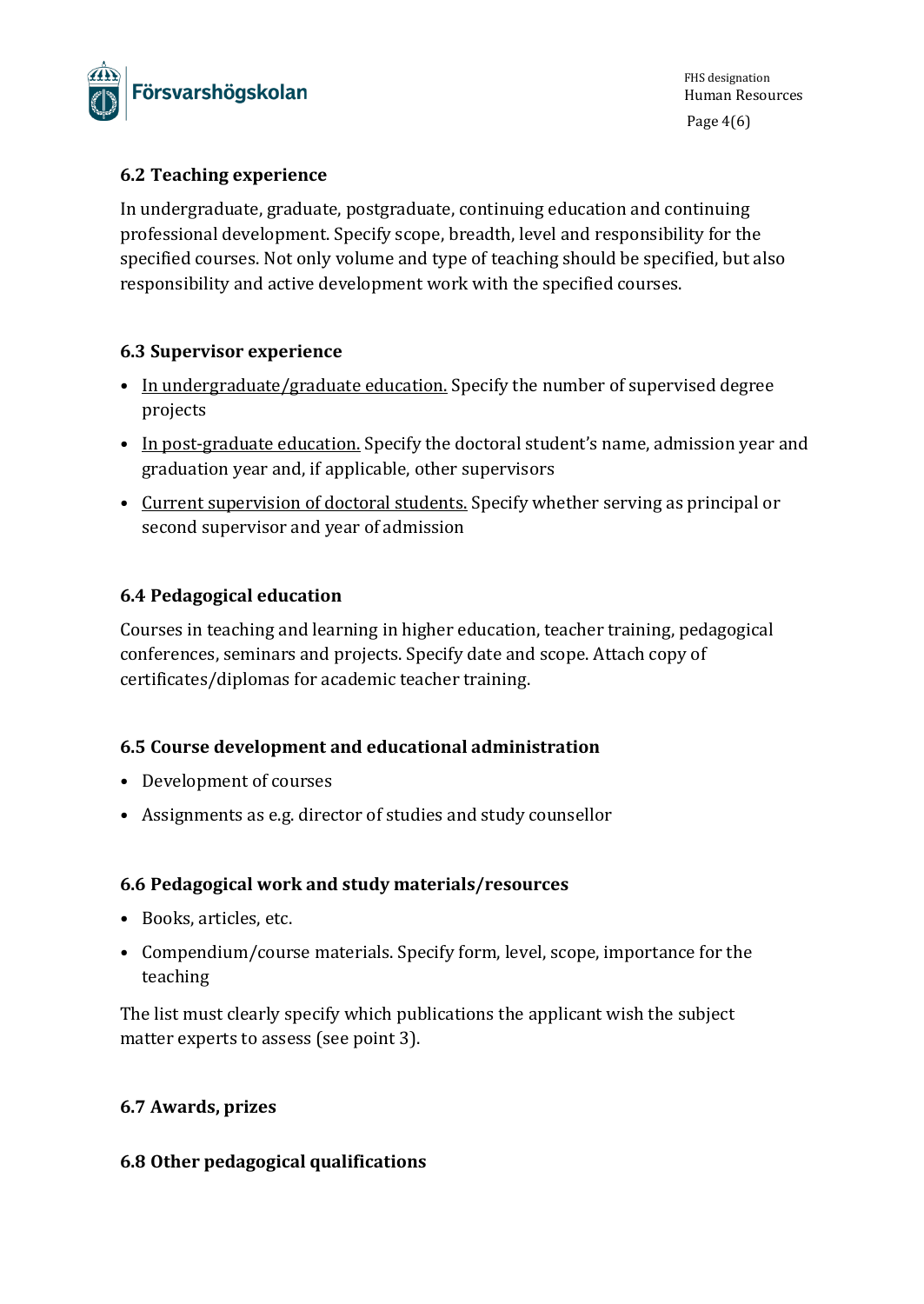### 6.2 Teaching experience

In undergraduate, graduate, postgraduate, continuing education and continuing professional development. Specify scope, breadth, level and responsibility for the specified courses. Not only volume and type of teaching should be specified, but also responsibility and active development work with the specified courses.

### 6.3 Supervisor experience

- In undergraduate/graduate education. Specify the number of supervised degree projects
- In post-graduate education. Specify the doctoral student's name, admission year and graduation year and, if applicable, other supervisors
- Current supervision of doctoral students. Specify whether serving as principal or second supervisor and year of admission

### 6.4 Pedagogical education

Courses in teaching and learning in higher education, teacher training, pedagogical conferences, seminars and projects. Specify date and scope. Attach copy of certificates/diplomas for academic teacher training.

### 6.5 Course development and educational administration

- Development of courses
- Assignments as e.g. director of studies and study counsellor

### 6.6 Pedagogical work and study materials/resources

- Books, articles, etc.
- Compendium/course materials. Specify form, level, scope, importance for the teaching

The list must clearly specify which publications the applicant wish the subject matter experts to assess (see point 3).

### 6.7 Awards, prizes

### 6.8 Other pedagogical qualifications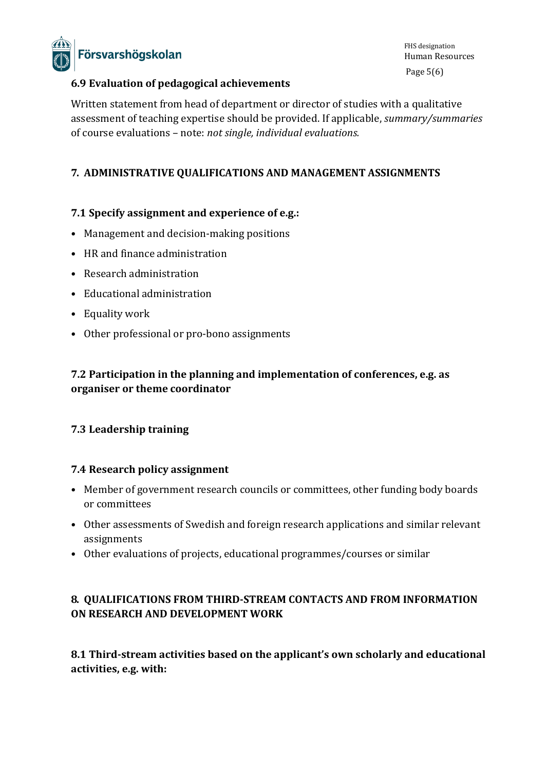### 6.9 Evaluation of pedagogical achievements

Written statement from head of department or director of studies with a qualitative assessment of teaching expertise should be provided. If applicable, *summary/summaries* of course evaluations – note: *not single, individual evaluations.*

## 7. ADMINISTRATIVE QUALIFICATIONS AND MANAGEMENT ASSIGNMENTS

### 7.1 Specify assignment and experience of e.g.:

- Management and decision-making positions
- HR and finance administration
- Research administration
- Educational administration
- Equality work
- Other professional or pro-bono assignments

### 7.2 Participation in the planning and implementation of conferences, e.g. as organiser or theme coordinator

### 7.3 Leadership training

### 7.4 Research policy assignment

- Member of government research councils or committees, other funding body boards or committees
- Other assessments of Swedish and foreign research applications and similar relevant assignments
- Other evaluations of projects, educational programmes/courses or similar

## 8. QUALIFICATIONS FROM THIRD-STREAM CONTACTS AND FROM INFORMATION ON RESEARCH AND DEVELOPMENT WORK

### 8.1 Third-stream activities based on the applicant's own scholarly and educational activities, e.g. with: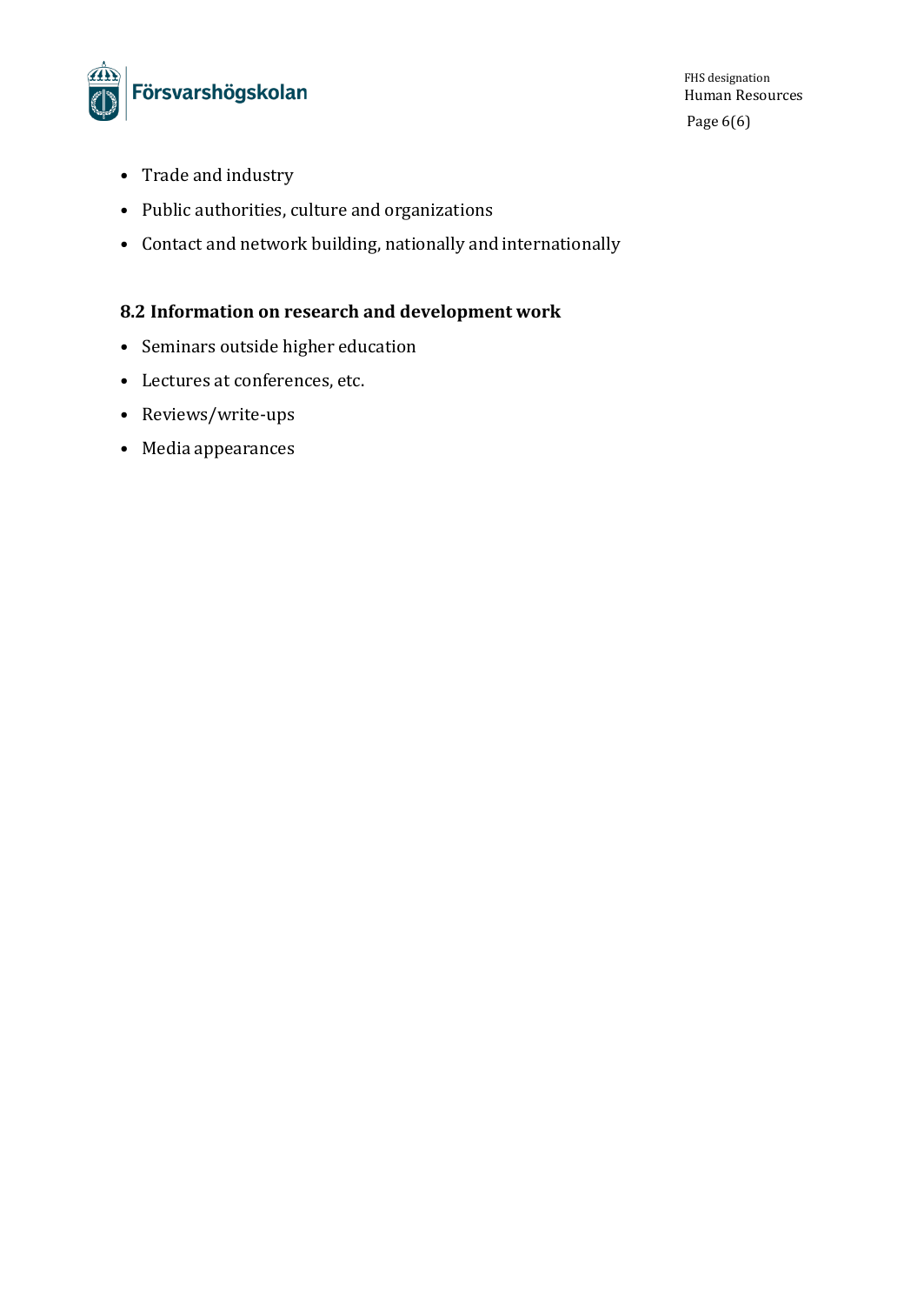- Trade and industry
- Public authorities, culture and organizations
- Contact and network building, nationally and internationally

### 8.2 Information on research and development work

- Seminars outside higher education
- Lectures at conferences, etc.
- Reviews/write-ups
- Media appearances